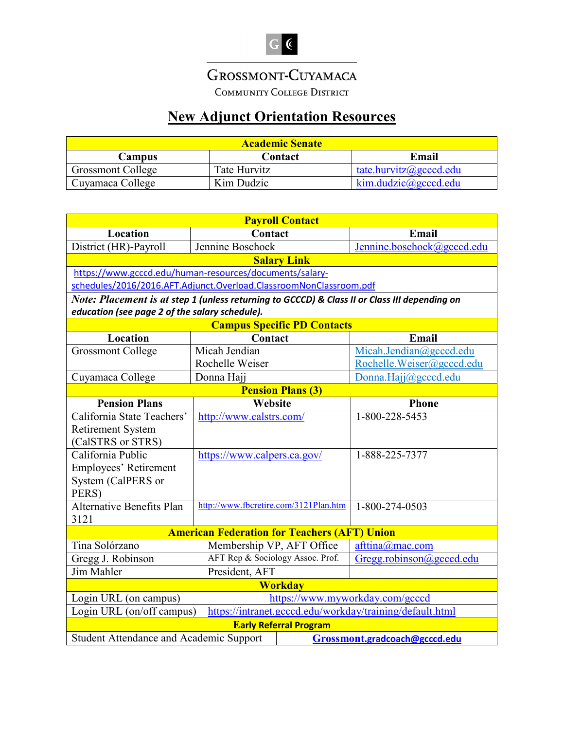# Grossmont-Cuyamaca

Community College District

## New Adjunct Orientation Resources

| Academic Senate | | |
|---|---|---|
| **Campus** | **Contact** | **Email** |
| Grossmont College | Tate Hurvitz | tate.hurvitz@gcccd.edu |
| Cuyamaca College | Kim Dudzic | kim.dudzic@gcccd.edu |

| Payroll Contact | | |
|---|---|---|
| **Location** | **Contact** | **Email** |
| District (HR)-Payroll | Jennine Boschock | Jennine.boschock@gcccd.edu |

**Salary Link**

https://www.gcccd.edu/human-resources/documents/salary-schedules/2016/2016.AFT.Adjunct.Overload.ClassroomNonClassroom.pdf

***Note: Placement is at step 1 (unless returning to GCCCD) & Class II or Class III depending on education (see page 2 of the salary schedule).***

| Campus Specific PD Contacts | | |
|---|---|---|
| **Location** | **Contact** | **Email** |
| Grossmont College | Micah Jendian<br>Rochelle Weiser | Micah.Jendian@gcccd.edu<br>Rochelle.Weiser@gcccd.edu |
| Cuyamaca College | Donna Hajj | Donna.Hajj@gcccd.edu |

| Pension Plans (3) | | |
|---|---|---|
| **Pension Plans** | **Website** | **Phone** |
| California State Teachers' Retirement System (CalSTRS or STRS) | http://www.calstrs.com/ | 1-800-228-5453 |
| California Public Employees' Retirement System (CalPERS or PERS) | https://www.calpers.ca.gov/ | 1-888-225-7377 |
| Alternative Benefits Plan 3121 | http://www.fbcretire.com/3121Plan.htm | 1-800-274-0503 |

| American Federation for Teachers (AFT) Union | | |
|---|---|---|
| Tina Solórzano | Membership VP, AFT Office | afttina@mac.com |
| Gregg J. Robinson | AFT Rep & Sociology Assoc. Prof. | Gregg.robinson@gcccd.edu |
| Jim Mahler | President, AFT | |

| Workday | |
|---|---|
| Login URL (on campus) | https://www.myworkday.com/gcccd |
| Login URL (on/off campus) | https://intranet.gcccd.edu/workday/training/default.html |

| Early Referral Program | |
|---|---|
| Student Attendance and Academic Support | **Grossmont.gradcoach@gcccd.edu** |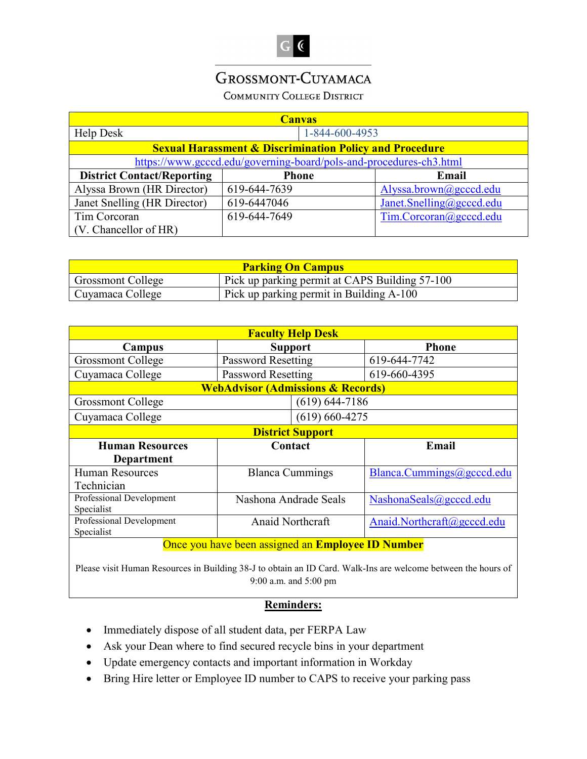# Grossmont-Cuyamaca

Community College District

| Canvas | |
|---|---|
| Help Desk | 1-844-600-4953 |

**Sexual Harassment & Discrimination Policy and Procedure**

https://www.gcccd.edu/governing-board/pols-and-procedures-ch3.html

| District Contact/Reporting | Phone | Email |
|---|---|---|
| Alyssa Brown (HR Director) | 619-644-7639 | Alyssa.brown@gcccd.edu |
| Janet Snelling (HR Director) | 619-6447046 | Janet.Snelling@gcccd.edu |
| Tim Corcoran (V. Chancellor of HR) | 619-644-7649 | Tim.Corcoran@gcccd.edu |

| Parking On Campus | |
|---|---|
| Grossmont College | Pick up parking permit at CAPS Building 57-100 |
| Cuyamaca College | Pick up parking permit in Building A-100 |

**Faculty Help Desk**

| Campus | Support | Phone |
|---|---|---|
| Grossmont College | Password Resetting | 619-644-7742 |
| Cuyamaca College | Password Resetting | 619-660-4395 |

**WebAdvisor (Admissions & Records)**

| | |
|---|---|
| Grossmont College | (619) 644-7186 |
| Cuyamaca College | (619) 660-4275 |

**District Support**

| Human Resources Department | Contact | Email |
|---|---|---|
| Human Resources Technician | Blanca Cummings | Blanca.Cummings@gcccd.edu |
| Professional Development Specialist | Nashona Andrade Seals | NashonaSeals@gcccd.edu |
| Professional Development Specialist | Anaid Northcraft | Anaid.Northcraft@gcccd.edu |

Once you have been assigned an **Employee ID Number**

Please visit Human Resources in Building 38-J to obtain an ID Card. Walk-Ins are welcome between the hours of 9:00 a.m. and 5:00 pm

**Reminders:**

- Immediately dispose of all student data, per FERPA Law
- Ask your Dean where to find secured recycle bins in your department
- Update emergency contacts and important information in Workday
- Bring Hire letter or Employee ID number to CAPS to receive your parking pass